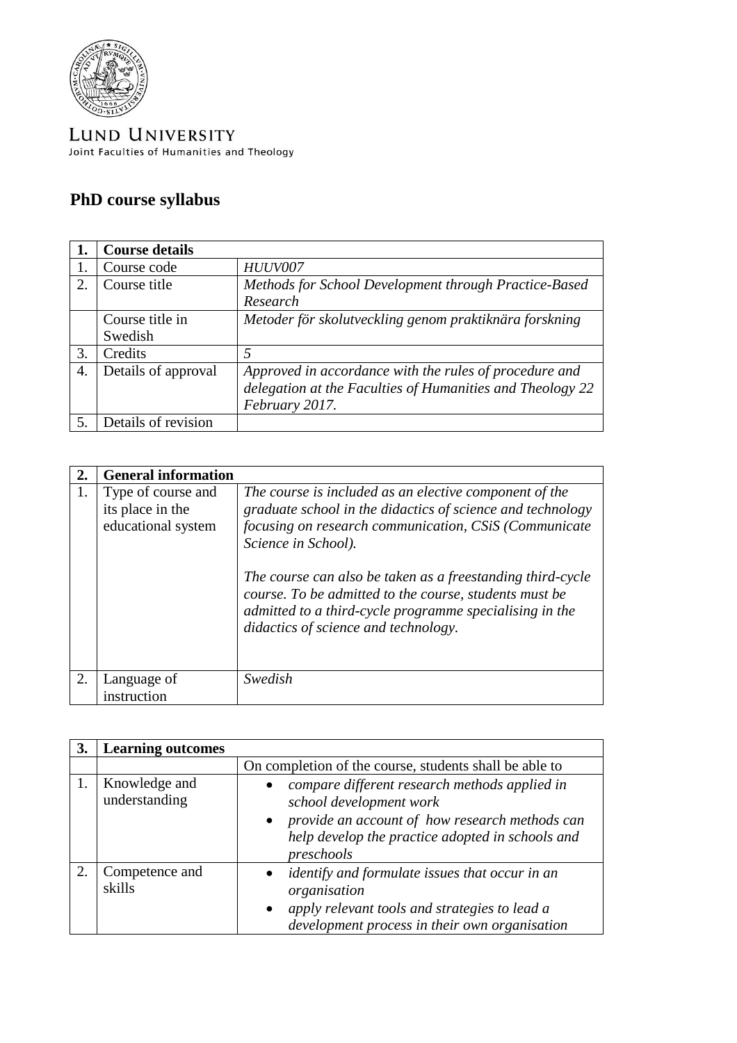LUND UNIVERSITY
Joint Faculties of Humanities and Theology

# PhD course syllabus

| 1. | Course details | |
|---|---|---|
| 1. | Course code | *HUUV007* |
| 2. | Course title | *Methods for School Development through Practice-Based Research* |
| | Course title in Swedish | *Metoder för skolutveckling genom praktiknära forskning* |
| 3. | Credits | *5* |
| 4. | Details of approval | *Approved in accordance with the rules of procedure and delegation at the Faculties of Humanities and Theology 22 February 2017.* |
| 5. | Details of revision | |

| 2. | General information | |
|---|---|---|
| 1. | Type of course and its place in the educational system | *The course is included as an elective component of the graduate school in the didactics of science and technology focusing on research communication, CSiS (Communicate Science in School).*<br><br>*The course can also be taken as a freestanding third-cycle course. To be admitted to the course, students must be admitted to a third-cycle programme specialising in the didactics of science and technology.* |
| 2. | Language of instruction | *Swedish* |

| 3. | Learning outcomes | |
|---|---|---|
| | | On completion of the course, students shall be able to |
| 1. | Knowledge and understanding | • *compare different research methods applied in school development work*<br>• *provide an account of how research methods can help develop the practice adopted in schools and preschools* |
| 2. | Competence and skills | • *identify and formulate issues that occur in an organisation*<br>• *apply relevant tools and strategies to lead a development process in their own organisation* |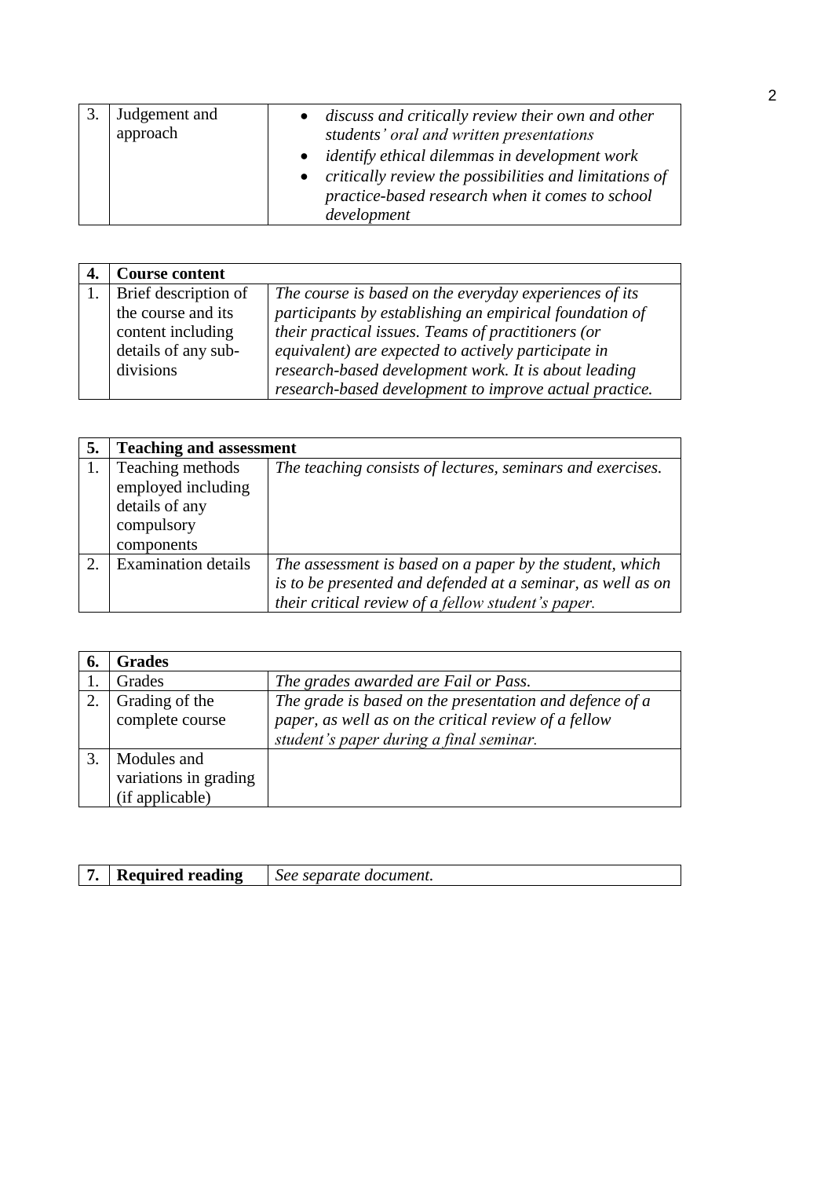| | | |
|---|---|---|
| 3. | Judgement and approach | • *discuss and critically review their own and other students' oral and written presentations*<br>• *identify ethical dilemmas in development work*<br>• *critically review the possibilities and limitations of practice-based research when it comes to school development* |

| **4.** | **Course content** | |
|---|---|---|
| 1. | Brief description of the course and its content including details of any sub-divisions | *The course is based on the everyday experiences of its participants by establishing an empirical foundation of their practical issues. Teams of practitioners (or equivalent) are expected to actively participate in research-based development work. It is about leading research-based development to improve actual practice.* |

| **5.** | **Teaching and assessment** | |
|---|---|---|
| 1. | Teaching methods employed including details of any compulsory components | *The teaching consists of lectures, seminars and exercises.* |
| 2. | Examination details | *The assessment is based on a paper by the student, which is to be presented and defended at a seminar, as well as on their critical review of a fellow student's paper.* |

| **6.** | **Grades** | |
|---|---|---|
| 1. | Grades | *The grades awarded are Fail or Pass.* |
| 2. | Grading of the complete course | *The grade is based on the presentation and defence of a paper, as well as on the critical review of a fellow student's paper during a final seminar.* |
| 3. | Modules and variations in grading (if applicable) | |

| **7.** | **Required reading** | *See separate document.* |
|---|---|---|